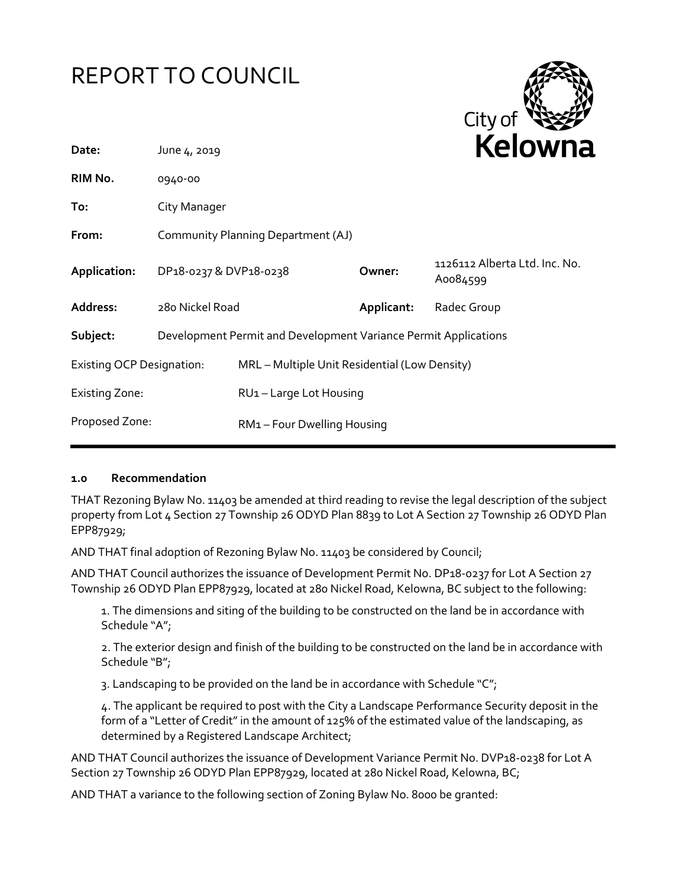# REPORT TO COUNCIL

| | | | |
|---|---|---|---|
| **Date:** | June 4, 2019 | | |
| **RIM No.** | 0940-00 | | |
| **To:** | City Manager | | |
| **From:** | Community Planning Department (AJ) | | |
| **Application:** | DP18-0237 & DVP18-0238 | **Owner:** | 1126112 Alberta Ltd. Inc. No. A0084599 |
| **Address:** | 280 Nickel Road | **Applicant:** | Radec Group |
| **Subject:** | Development Permit and Development Variance Permit Applications | | |
| Existing OCP Designation: | MRL – Multiple Unit Residential (Low Density) | | |
| Existing Zone: | RU1 – Large Lot Housing | | |
| Proposed Zone: | RM1 – Four Dwelling Housing | | |

## 1.0 Recommendation

THAT Rezoning Bylaw No. 11403 be amended at third reading to revise the legal description of the subject property from Lot 4 Section 27 Township 26 ODYD Plan 8839 to Lot A Section 27 Township 26 ODYD Plan EPP87929;

AND THAT final adoption of Rezoning Bylaw No. 11403 be considered by Council;

AND THAT Council authorizes the issuance of Development Permit No. DP18-0237 for Lot A Section 27 Township 26 ODYD Plan EPP87929, located at 280 Nickel Road, Kelowna, BC subject to the following:

1. The dimensions and siting of the building to be constructed on the land be in accordance with Schedule "A";

2. The exterior design and finish of the building to be constructed on the land be in accordance with Schedule "B";

3. Landscaping to be provided on the land be in accordance with Schedule "C";

4. The applicant be required to post with the City a Landscape Performance Security deposit in the form of a "Letter of Credit" in the amount of 125% of the estimated value of the landscaping, as determined by a Registered Landscape Architect;

AND THAT Council authorizes the issuance of Development Variance Permit No. DVP18-0238 for Lot A Section 27 Township 26 ODYD Plan EPP87929, located at 280 Nickel Road, Kelowna, BC;

AND THAT a variance to the following section of Zoning Bylaw No. 8000 be granted: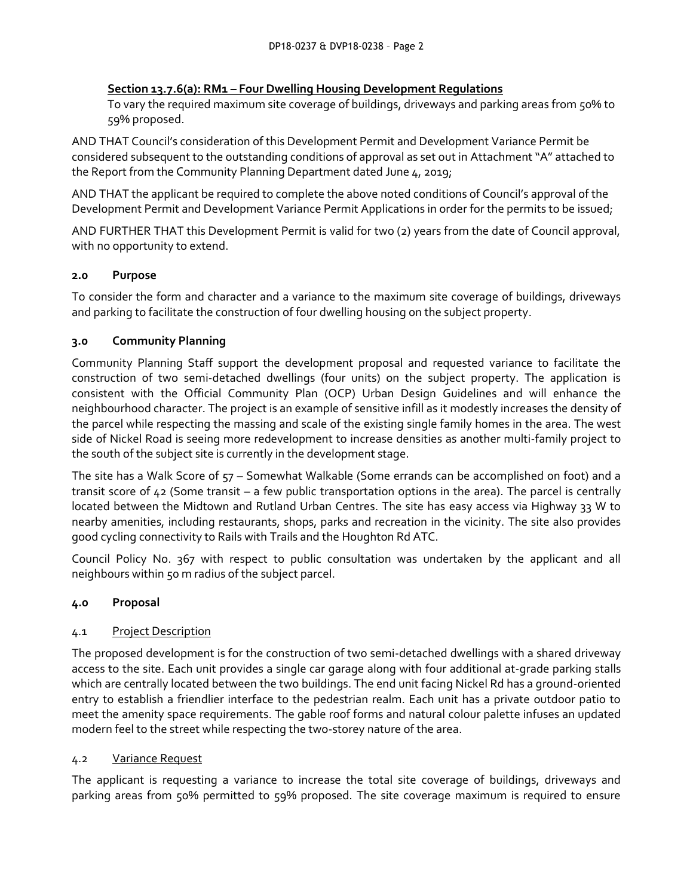**Section 13.7.6(a): RM1 – Four Dwelling Housing Development Regulations**

To vary the required maximum site coverage of buildings, driveways and parking areas from 50% to 59% proposed.

AND THAT Council's consideration of this Development Permit and Development Variance Permit be considered subsequent to the outstanding conditions of approval as set out in Attachment "A" attached to the Report from the Community Planning Department dated June 4, 2019;

AND THAT the applicant be required to complete the above noted conditions of Council's approval of the Development Permit and Development Variance Permit Applications in order for the permits to be issued;

AND FURTHER THAT this Development Permit is valid for two (2) years from the date of Council approval, with no opportunity to extend.

## 2.0 Purpose

To consider the form and character and a variance to the maximum site coverage of buildings, driveways and parking to facilitate the construction of four dwelling housing on the subject property.

## 3.0 Community Planning

Community Planning Staff support the development proposal and requested variance to facilitate the construction of two semi-detached dwellings (four units) on the subject property. The application is consistent with the Official Community Plan (OCP) Urban Design Guidelines and will enhance the neighbourhood character. The project is an example of sensitive infill as it modestly increases the density of the parcel while respecting the massing and scale of the existing single family homes in the area. The west side of Nickel Road is seeing more redevelopment to increase densities as another multi-family project to the south of the subject site is currently in the development stage.

The site has a Walk Score of 57 – Somewhat Walkable (Some errands can be accomplished on foot) and a transit score of 42 (Some transit – a few public transportation options in the area). The parcel is centrally located between the Midtown and Rutland Urban Centres. The site has easy access via Highway 33 W to nearby amenities, including restaurants, shops, parks and recreation in the vicinity. The site also provides good cycling connectivity to Rails with Trails and the Houghton Rd ATC.

Council Policy No. 367 with respect to public consultation was undertaken by the applicant and all neighbours within 50 m radius of the subject parcel.

## 4.0 Proposal

### 4.1 Project Description

The proposed development is for the construction of two semi-detached dwellings with a shared driveway access to the site. Each unit provides a single car garage along with four additional at-grade parking stalls which are centrally located between the two buildings. The end unit facing Nickel Rd has a ground-oriented entry to establish a friendlier interface to the pedestrian realm. Each unit has a private outdoor patio to meet the amenity space requirements. The gable roof forms and natural colour palette infuses an updated modern feel to the street while respecting the two-storey nature of the area.

### 4.2 Variance Request

The applicant is requesting a variance to increase the total site coverage of buildings, driveways and parking areas from 50% permitted to 59% proposed. The site coverage maximum is required to ensure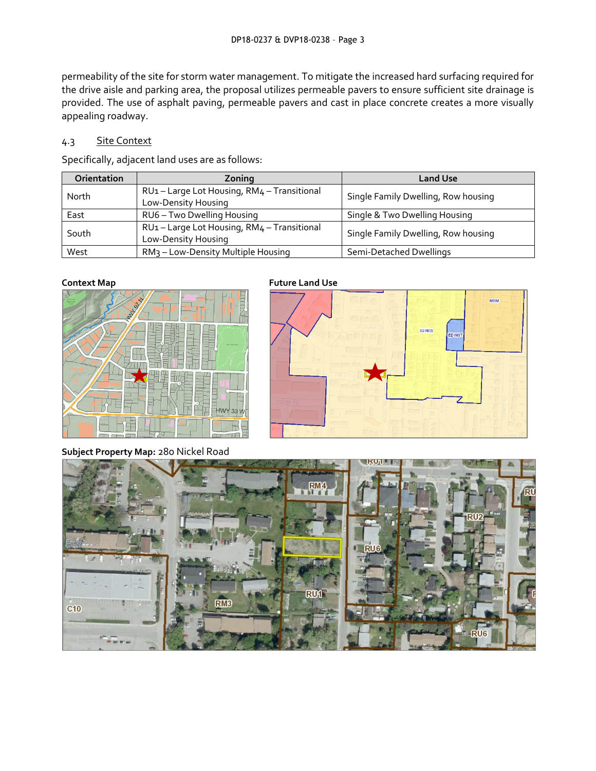permeability of the site for storm water management. To mitigate the increased hard surfacing required for the drive aisle and parking area, the proposal utilizes permeable pavers to ensure sufficient site drainage is provided. The use of asphalt paving, permeable pavers and cast in place concrete creates a more visually appealing roadway.

### 4.3 Site Context

Specifically, adjacent land uses are as follows:

| Orientation | Zoning | Land Use |
|---|---|---|
| North | RU1 – Large Lot Housing, RM4 – Transitional Low-Density Housing | Single Family Dwelling, Row housing |
| East | RU6 – Two Dwelling Housing | Single & Two Dwelling Housing |
| South | RU1 – Large Lot Housing, RM4 – Transitional Low-Density Housing | Single Family Dwelling, Row housing |
| West | RM3 – Low-Density Multiple Housing | Semi-Detached Dwellings |

**Context Map**

**Future Land Use**

**Subject Property Map:** 280 Nickel Road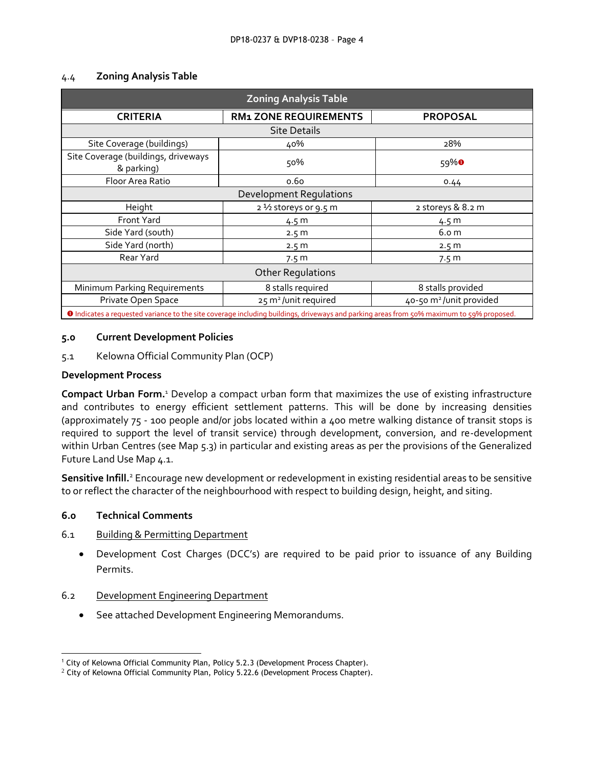### 4.4 Zoning Analysis Table

| Zoning Analysis Table | | |
|---|---|---|
| **CRITERIA** | **RM1 ZONE REQUIREMENTS** | **PROPOSAL** |
| Site Details | | |
| Site Coverage (buildings) | 40% | 28% |
| Site Coverage (buildings, driveways & parking) | 50% | 59%❶ |
| Floor Area Ratio | 0.60 | 0.44 |
| Development Regulations | | |
| Height | 2 ½ storeys or 9.5 m | 2 storeys & 8.2 m |
| Front Yard | 4.5 m | 4.5 m |
| Side Yard (south) | 2.5 m | 6.0 m |
| Side Yard (north) | 2.5 m | 2.5 m |
| Rear Yard | 7.5 m | 7.5 m |
| Other Regulations | | |
| Minimum Parking Requirements | 8 stalls required | 8 stalls provided |
| Private Open Space | 25 $m^2$ /unit required | 40-50 $m^2$ /unit provided |
| ❶ Indicates a requested variance to the site coverage including buildings, driveways and parking areas from 50% maximum to 59% proposed. | | |

### 5.0 Current Development Policies

5.1 Kelowna Official Community Plan (OCP)

**Development Process**

**Compact Urban Form.**[1] Develop a compact urban form that maximizes the use of existing infrastructure and contributes to energy efficient settlement patterns. This will be done by increasing densities (approximately 75 - 100 people and/or jobs located within a 400 metre walking distance of transit stops is required to support the level of transit service) through development, conversion, and re-development within Urban Centres (see Map 5.3) in particular and existing areas as per the provisions of the Generalized Future Land Use Map 4.1.

**Sensitive Infill.**[2] Encourage new development or redevelopment in existing residential areas to be sensitive to or reflect the character of the neighbourhood with respect to building design, height, and siting.

### 6.0 Technical Comments

6.1 Building & Permitting Department

- Development Cost Charges (DCC's) are required to be paid prior to issuance of any Building Permits.

6.2 Development Engineering Department

- See attached Development Engineering Memorandums.

---

[1] City of Kelowna Official Community Plan, Policy 5.2.3 (Development Process Chapter).

[2] City of Kelowna Official Community Plan, Policy 5.22.6 (Development Process Chapter).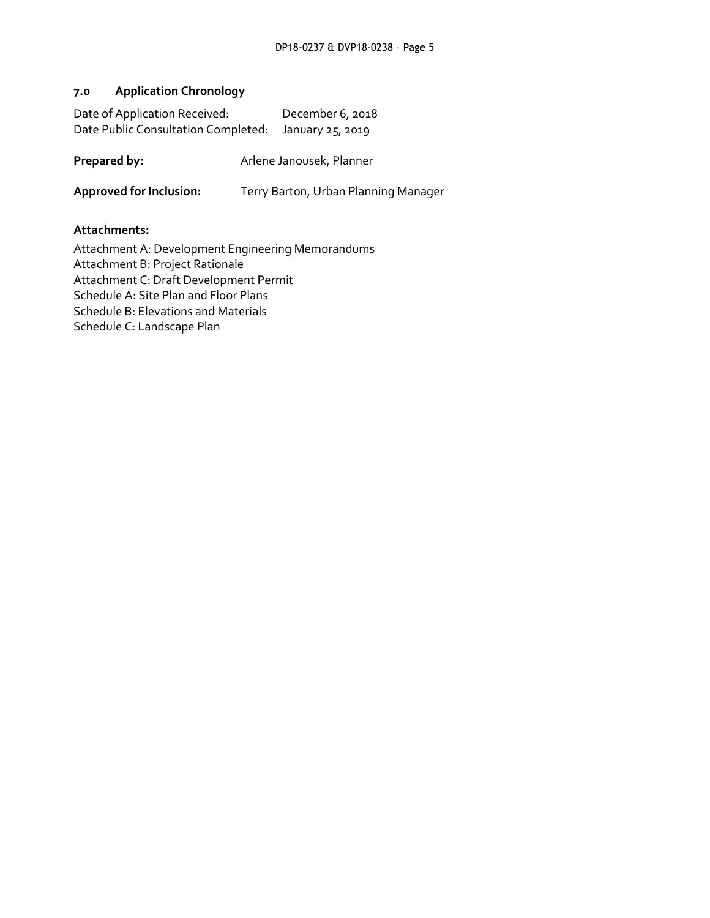## 7.0 Application Chronology

Date of Application Received: December 6, 2018
Date Public Consultation Completed: January 25, 2019

**Prepared by:** Arlene Janousek, Planner

**Approved for Inclusion:** Terry Barton, Urban Planning Manager

**Attachments:**

Attachment A: Development Engineering Memorandums
Attachment B: Project Rationale
Attachment C: Draft Development Permit
Schedule A: Site Plan and Floor Plans
Schedule B: Elevations and Materials
Schedule C: Landscape Plan